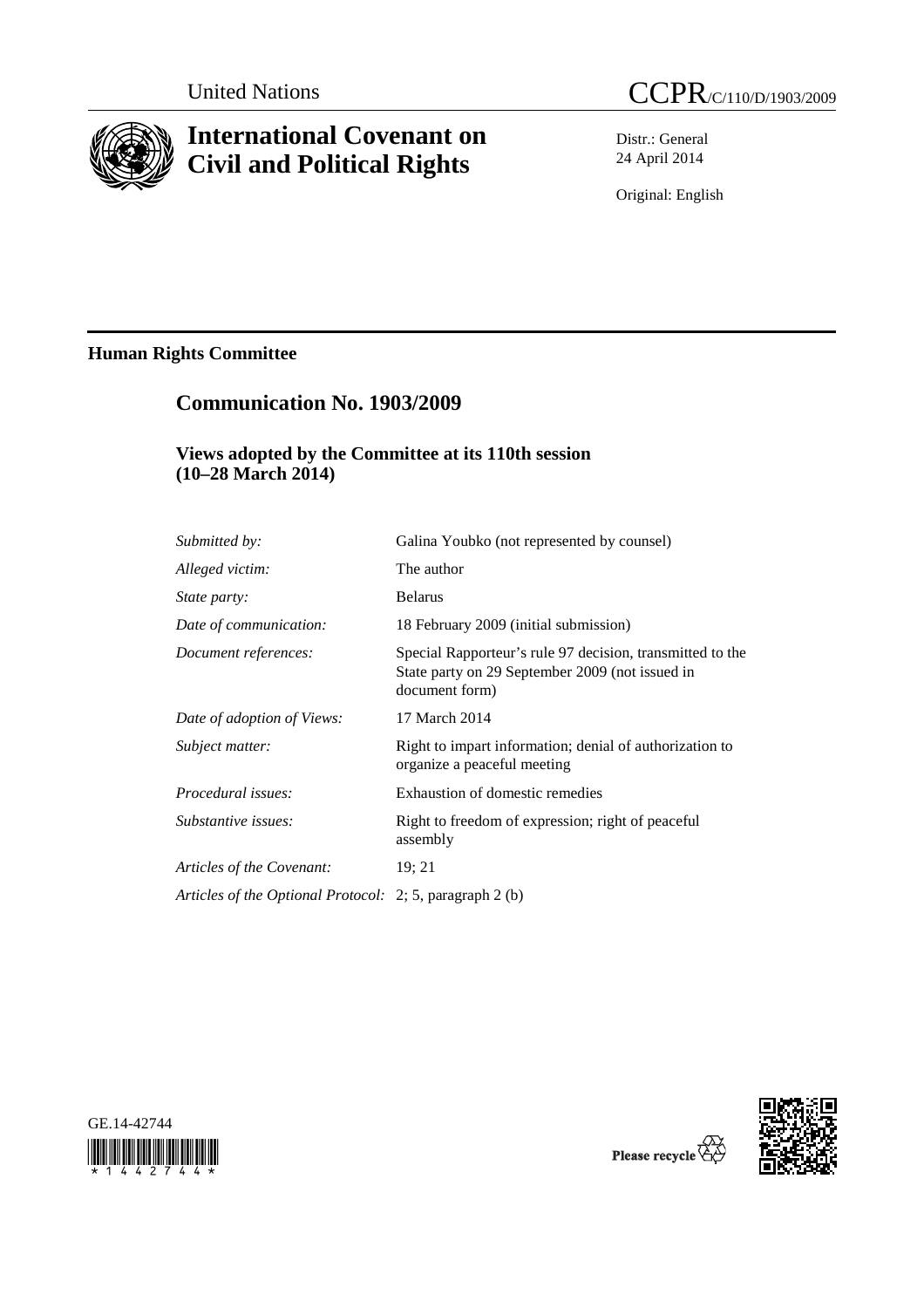United Nations

CCPR/C/110/D/1903/2009

# International Covenant on Civil and Political Rights

Distr.: General
24 April 2014

Original: English

**Human Rights Committee**

## Communication No. 1903/2009

### Views adopted by the Committee at its 110th session (10–28 March 2014)

| | |
|---|---|
| *Submitted by:* | Galina Youbko (not represented by counsel) |
| *Alleged victim:* | The author |
| *State party:* | Belarus |
| *Date of communication:* | 18 February 2009 (initial submission) |
| *Document references:* | Special Rapporteur's rule 97 decision, transmitted to the State party on 29 September 2009 (not issued in document form) |
| *Date of adoption of Views:* | 17 March 2014 |
| *Subject matter:* | Right to impart information; denial of authorization to organize a peaceful meeting |
| *Procedural issues:* | Exhaustion of domestic remedies |
| *Substantive issues:* | Right to freedom of expression; right of peaceful assembly |
| *Articles of the Covenant:* | 19; 21 |
| *Articles of the Optional Protocol:* | 2; 5, paragraph 2 (b) |

GE.14-42744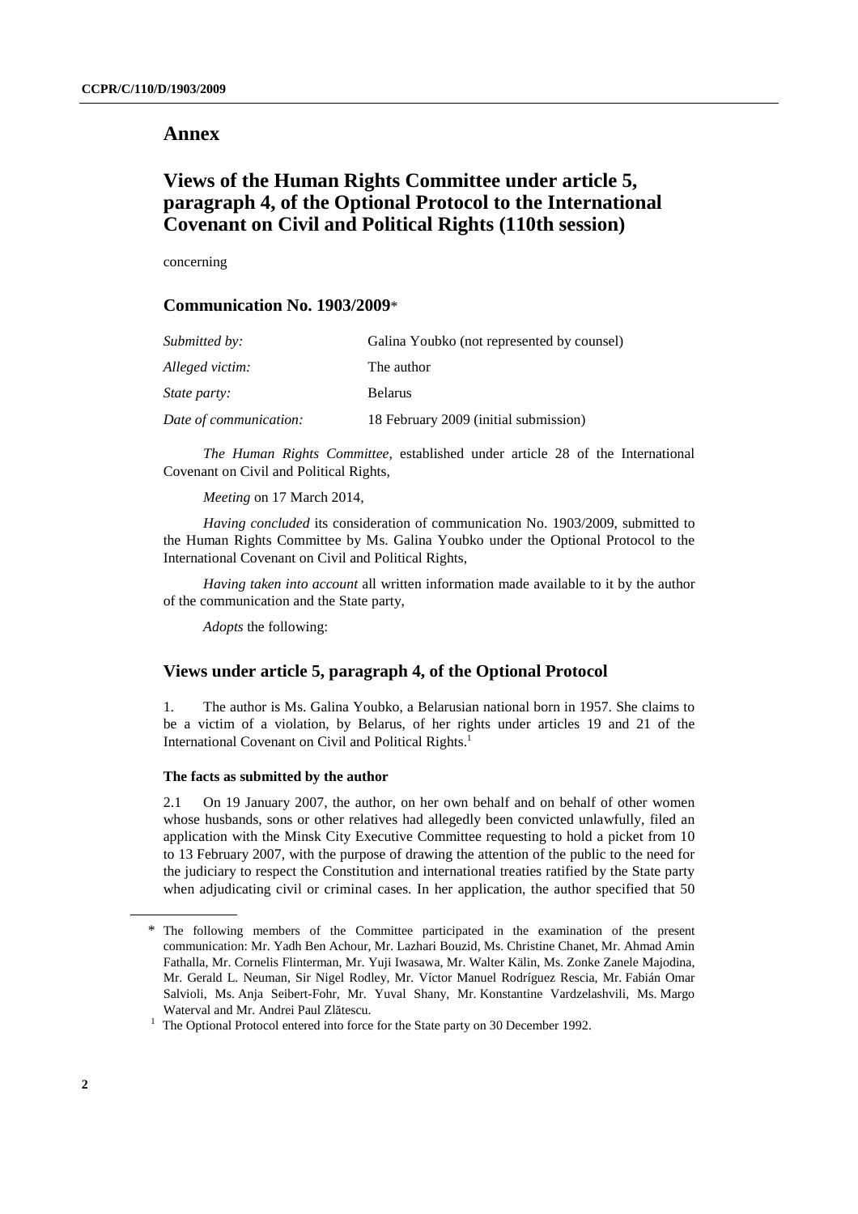# Annex

## Views of the Human Rights Committee under article 5, paragraph 4, of the Optional Protocol to the International Covenant on Civil and Political Rights (110th session)

concerning

### Communication No. 1903/2009*

| | |
|---|---|
| *Submitted by:* | Galina Youbko (not represented by counsel) |
| *Alleged victim:* | The author |
| *State party:* | Belarus |
| *Date of communication:* | 18 February 2009 (initial submission) |

*The Human Rights Committee,* established under article 28 of the International Covenant on Civil and Political Rights,

*Meeting* on 17 March 2014,

*Having concluded* its consideration of communication No. 1903/2009, submitted to the Human Rights Committee by Ms. Galina Youbko under the Optional Protocol to the International Covenant on Civil and Political Rights,

*Having taken into account* all written information made available to it by the author of the communication and the State party,

*Adopts* the following:

### Views under article 5, paragraph 4, of the Optional Protocol

1. The author is Ms. Galina Youbko, a Belarusian national born in 1957. She claims to be a victim of a violation, by Belarus, of her rights under articles 19 and 21 of the International Covenant on Civil and Political Rights.[1]

#### The facts as submitted by the author

2.1 On 19 January 2007, the author, on her own behalf and on behalf of other women whose husbands, sons or other relatives had allegedly been convicted unlawfully, filed an application with the Minsk City Executive Committee requesting to hold a picket from 10 to 13 February 2007, with the purpose of drawing the attention of the public to the need for the judiciary to respect the Constitution and international treaties ratified by the State party when adjudicating civil or criminal cases. In her application, the author specified that 50

---

\* The following members of the Committee participated in the examination of the present communication: Mr. Yadh Ben Achour, Mr. Lazhari Bouzid, Ms. Christine Chanet, Mr. Ahmad Amin Fathalla, Mr. Cornelis Flinterman, Mr. Yuji Iwasawa, Mr. Walter Kälin, Ms. Zonke Zanele Majodina, Mr. Gerald L. Neuman, Sir Nigel Rodley, Mr. Víctor Manuel Rodríguez Rescia, Mr. Fabián Omar Salvioli, Ms. Anja Seibert-Fohr, Mr. Yuval Shany, Mr. Konstantine Vardzelashvili, Ms. Margo Waterval and Mr. Andrei Paul Zlătescu.

[1] The Optional Protocol entered into force for the State party on 30 December 1992.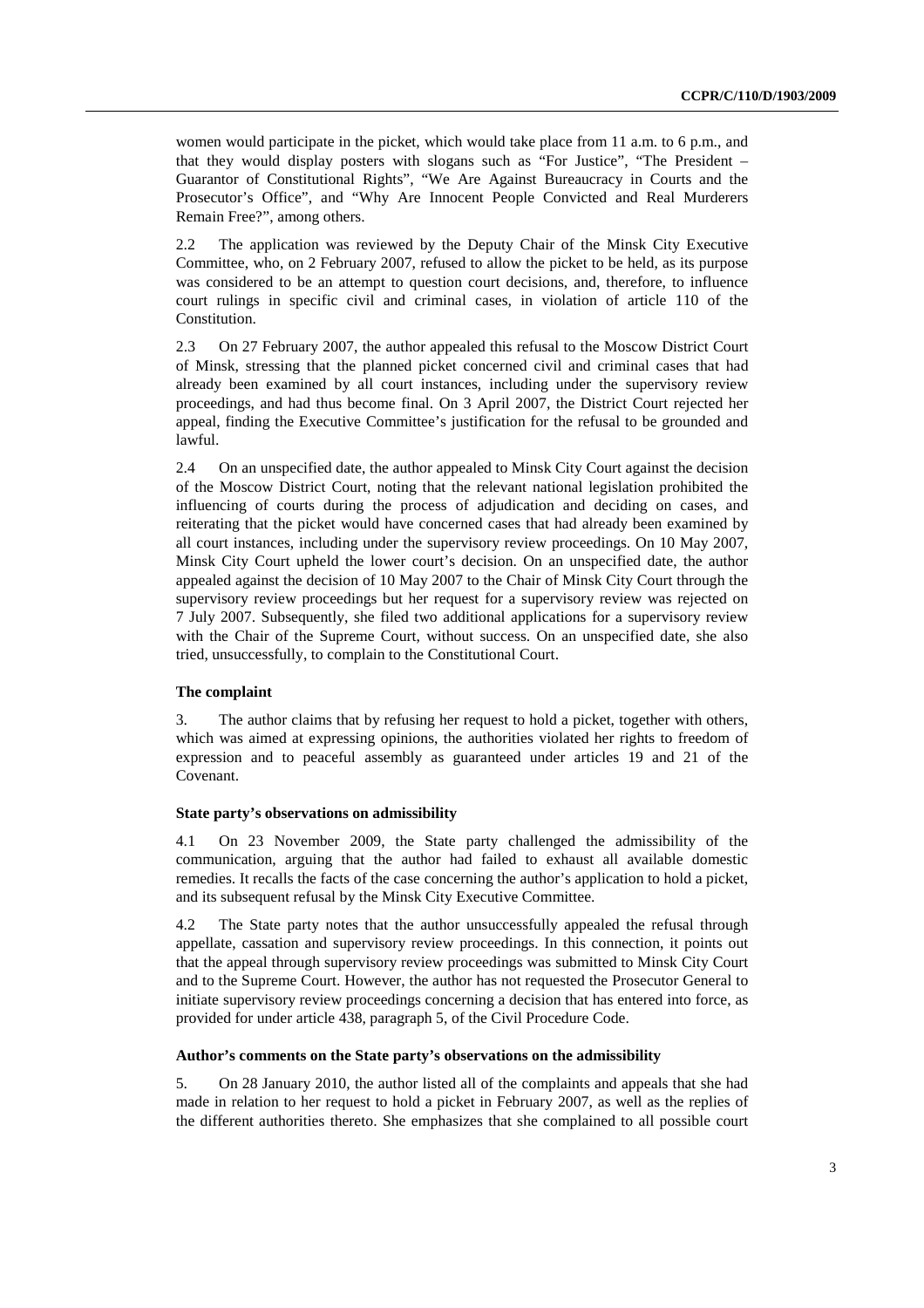women would participate in the picket, which would take place from 11 a.m. to 6 p.m., and that they would display posters with slogans such as "For Justice", "The President – Guarantor of Constitutional Rights", "We Are Against Bureaucracy in Courts and the Prosecutor's Office", and "Why Are Innocent People Convicted and Real Murderers Remain Free?", among others.

2.2 The application was reviewed by the Deputy Chair of the Minsk City Executive Committee, who, on 2 February 2007, refused to allow the picket to be held, as its purpose was considered to be an attempt to question court decisions, and, therefore, to influence court rulings in specific civil and criminal cases, in violation of article 110 of the Constitution.

2.3 On 27 February 2007, the author appealed this refusal to the Moscow District Court of Minsk, stressing that the planned picket concerned civil and criminal cases that had already been examined by all court instances, including under the supervisory review proceedings, and had thus become final. On 3 April 2007, the District Court rejected her appeal, finding the Executive Committee's justification for the refusal to be grounded and lawful.

2.4 On an unspecified date, the author appealed to Minsk City Court against the decision of the Moscow District Court, noting that the relevant national legislation prohibited the influencing of courts during the process of adjudication and deciding on cases, and reiterating that the picket would have concerned cases that had already been examined by all court instances, including under the supervisory review proceedings. On 10 May 2007, Minsk City Court upheld the lower court's decision. On an unspecified date, the author appealed against the decision of 10 May 2007 to the Chair of Minsk City Court through the supervisory review proceedings but her request for a supervisory review was rejected on 7 July 2007. Subsequently, she filed two additional applications for a supervisory review with the Chair of the Supreme Court, without success. On an unspecified date, she also tried, unsuccessfully, to complain to the Constitutional Court.

### The complaint

3. The author claims that by refusing her request to hold a picket, together with others, which was aimed at expressing opinions, the authorities violated her rights to freedom of expression and to peaceful assembly as guaranteed under articles 19 and 21 of the Covenant.

### State party's observations on admissibility

4.1 On 23 November 2009, the State party challenged the admissibility of the communication, arguing that the author had failed to exhaust all available domestic remedies. It recalls the facts of the case concerning the author's application to hold a picket, and its subsequent refusal by the Minsk City Executive Committee.

4.2 The State party notes that the author unsuccessfully appealed the refusal through appellate, cassation and supervisory review proceedings. In this connection, it points out that the appeal through supervisory review proceedings was submitted to Minsk City Court and to the Supreme Court. However, the author has not requested the Prosecutor General to initiate supervisory review proceedings concerning a decision that has entered into force, as provided for under article 438, paragraph 5, of the Civil Procedure Code.

### Author's comments on the State party's observations on the admissibility

5. On 28 January 2010, the author listed all of the complaints and appeals that she had made in relation to her request to hold a picket in February 2007, as well as the replies of the different authorities thereto. She emphasizes that she complained to all possible court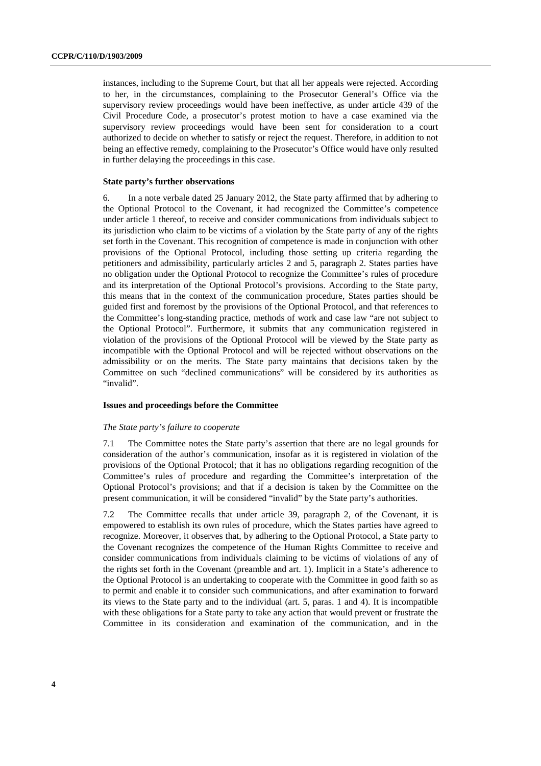instances, including to the Supreme Court, but that all her appeals were rejected. According to her, in the circumstances, complaining to the Prosecutor General's Office via the supervisory review proceedings would have been ineffective, as under article 439 of the Civil Procedure Code, a prosecutor's protest motion to have a case examined via the supervisory review proceedings would have been sent for consideration to a court authorized to decide on whether to satisfy or reject the request. Therefore, in addition to not being an effective remedy, complaining to the Prosecutor's Office would have only resulted in further delaying the proceedings in this case.

### State party's further observations

6. In a note verbale dated 25 January 2012, the State party affirmed that by adhering to the Optional Protocol to the Covenant, it had recognized the Committee's competence under article 1 thereof, to receive and consider communications from individuals subject to its jurisdiction who claim to be victims of a violation by the State party of any of the rights set forth in the Covenant. This recognition of competence is made in conjunction with other provisions of the Optional Protocol, including those setting up criteria regarding the petitioners and admissibility, particularly articles 2 and 5, paragraph 2. States parties have no obligation under the Optional Protocol to recognize the Committee's rules of procedure and its interpretation of the Optional Protocol's provisions. According to the State party, this means that in the context of the communication procedure, States parties should be guided first and foremost by the provisions of the Optional Protocol, and that references to the Committee's long-standing practice, methods of work and case law "are not subject to the Optional Protocol". Furthermore, it submits that any communication registered in violation of the provisions of the Optional Protocol will be viewed by the State party as incompatible with the Optional Protocol and will be rejected without observations on the admissibility or on the merits. The State party maintains that decisions taken by the Committee on such "declined communications" will be considered by its authorities as "invalid".

### Issues and proceedings before the Committee

#### *The State party's failure to cooperate*

7.1 The Committee notes the State party's assertion that there are no legal grounds for consideration of the author's communication, insofar as it is registered in violation of the provisions of the Optional Protocol; that it has no obligations regarding recognition of the Committee's rules of procedure and regarding the Committee's interpretation of the Optional Protocol's provisions; and that if a decision is taken by the Committee on the present communication, it will be considered "invalid" by the State party's authorities.

7.2 The Committee recalls that under article 39, paragraph 2, of the Covenant, it is empowered to establish its own rules of procedure, which the States parties have agreed to recognize. Moreover, it observes that, by adhering to the Optional Protocol, a State party to the Covenant recognizes the competence of the Human Rights Committee to receive and consider communications from individuals claiming to be victims of violations of any of the rights set forth in the Covenant (preamble and art. 1). Implicit in a State's adherence to the Optional Protocol is an undertaking to cooperate with the Committee in good faith so as to permit and enable it to consider such communications, and after examination to forward its views to the State party and to the individual (art. 5, paras. 1 and 4). It is incompatible with these obligations for a State party to take any action that would prevent or frustrate the Committee in its consideration and examination of the communication, and in the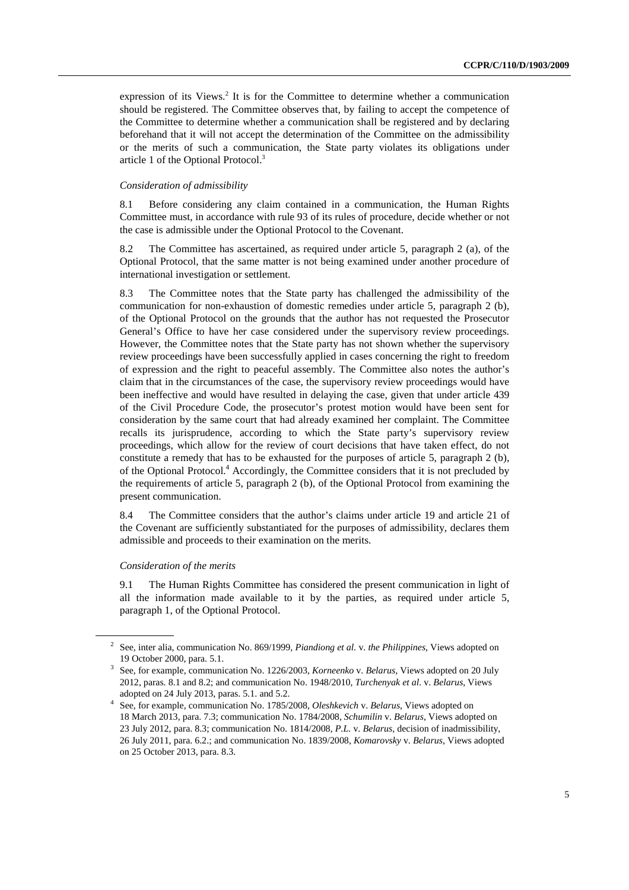expression of its Views.[2] It is for the Committee to determine whether a communication should be registered. The Committee observes that, by failing to accept the competence of the Committee to determine whether a communication shall be registered and by declaring beforehand that it will not accept the determination of the Committee on the admissibility or the merits of such a communication, the State party violates its obligations under article 1 of the Optional Protocol.[3]

*Consideration of admissibility*

8.1 Before considering any claim contained in a communication, the Human Rights Committee must, in accordance with rule 93 of its rules of procedure, decide whether or not the case is admissible under the Optional Protocol to the Covenant.

8.2 The Committee has ascertained, as required under article 5, paragraph 2 (a), of the Optional Protocol, that the same matter is not being examined under another procedure of international investigation or settlement.

8.3 The Committee notes that the State party has challenged the admissibility of the communication for non-exhaustion of domestic remedies under article 5, paragraph 2 (b), of the Optional Protocol on the grounds that the author has not requested the Prosecutor General's Office to have her case considered under the supervisory review proceedings. However, the Committee notes that the State party has not shown whether the supervisory review proceedings have been successfully applied in cases concerning the right to freedom of expression and the right to peaceful assembly. The Committee also notes the author's claim that in the circumstances of the case, the supervisory review proceedings would have been ineffective and would have resulted in delaying the case, given that under article 439 of the Civil Procedure Code, the prosecutor's protest motion would have been sent for consideration by the same court that had already examined her complaint. The Committee recalls its jurisprudence, according to which the State party's supervisory review proceedings, which allow for the review of court decisions that have taken effect, do not constitute a remedy that has to be exhausted for the purposes of article 5, paragraph 2 (b), of the Optional Protocol.[4] Accordingly, the Committee considers that it is not precluded by the requirements of article 5, paragraph 2 (b), of the Optional Protocol from examining the present communication.

8.4 The Committee considers that the author's claims under article 19 and article 21 of the Covenant are sufficiently substantiated for the purposes of admissibility, declares them admissible and proceeds to their examination on the merits.

*Consideration of the merits*

9.1 The Human Rights Committee has considered the present communication in light of all the information made available to it by the parties, as required under article 5, paragraph 1, of the Optional Protocol.

---

[2] See, inter alia, communication No. 869/1999, *Piandiong et al.* v. *the Philippines*, Views adopted on 19 October 2000, para. 5.1.

[3] See, for example, communication No. 1226/2003, *Korneenko* v. *Belarus*, Views adopted on 20 July 2012, paras. 8.1 and 8.2; and communication No. 1948/2010, *Turchenyak et al.* v. *Belarus*, Views adopted on 24 July 2013, paras. 5.1. and 5.2.

[4] See, for example, communication No. 1785/2008, *Oleshkevich* v. *Belarus*, Views adopted on 18 March 2013, para. 7.3; communication No. 1784/2008, *Schumilin* v. *Belarus*, Views adopted on 23 July 2012, para. 8.3; communication No. 1814/2008, *P.L.* v. *Belarus*, decision of inadmissibility, 26 July 2011, para. 6.2.; and communication No. 1839/2008, *Komarovsky* v. *Belarus*, Views adopted on 25 October 2013, para. 8.3.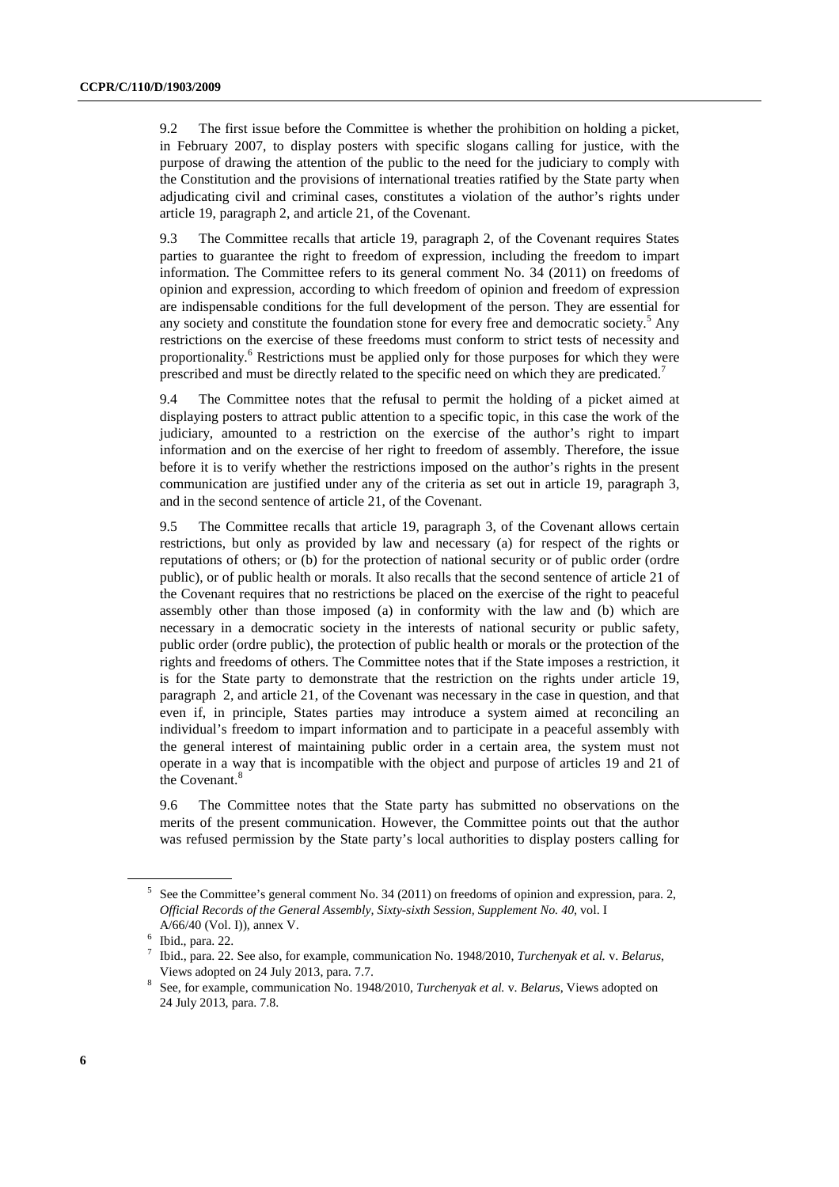9.2 The first issue before the Committee is whether the prohibition on holding a picket, in February 2007, to display posters with specific slogans calling for justice, with the purpose of drawing the attention of the public to the need for the judiciary to comply with the Constitution and the provisions of international treaties ratified by the State party when adjudicating civil and criminal cases, constitutes a violation of the author's rights under article 19, paragraph 2, and article 21, of the Covenant.

9.3 The Committee recalls that article 19, paragraph 2, of the Covenant requires States parties to guarantee the right to freedom of expression, including the freedom to impart information. The Committee refers to its general comment No. 34 (2011) on freedoms of opinion and expression, according to which freedom of opinion and freedom of expression are indispensable conditions for the full development of the person. They are essential for any society and constitute the foundation stone for every free and democratic society.[5] Any restrictions on the exercise of these freedoms must conform to strict tests of necessity and proportionality.[6] Restrictions must be applied only for those purposes for which they were prescribed and must be directly related to the specific need on which they are predicated.[7]

9.4 The Committee notes that the refusal to permit the holding of a picket aimed at displaying posters to attract public attention to a specific topic, in this case the work of the judiciary, amounted to a restriction on the exercise of the author's right to impart information and on the exercise of her right to freedom of assembly. Therefore, the issue before it is to verify whether the restrictions imposed on the author's rights in the present communication are justified under any of the criteria as set out in article 19, paragraph 3, and in the second sentence of article 21, of the Covenant.

9.5 The Committee recalls that article 19, paragraph 3, of the Covenant allows certain restrictions, but only as provided by law and necessary (a) for respect of the rights or reputations of others; or (b) for the protection of national security or of public order (ordre public), or of public health or morals. It also recalls that the second sentence of article 21 of the Covenant requires that no restrictions be placed on the exercise of the right to peaceful assembly other than those imposed (a) in conformity with the law and (b) which are necessary in a democratic society in the interests of national security or public safety, public order (ordre public), the protection of public health or morals or the protection of the rights and freedoms of others. The Committee notes that if the State imposes a restriction, it is for the State party to demonstrate that the restriction on the rights under article 19, paragraph 2, and article 21, of the Covenant was necessary in the case in question, and that even if, in principle, States parties may introduce a system aimed at reconciling an individual's freedom to impart information and to participate in a peaceful assembly with the general interest of maintaining public order in a certain area, the system must not operate in a way that is incompatible with the object and purpose of articles 19 and 21 of the Covenant.[8]

9.6 The Committee notes that the State party has submitted no observations on the merits of the present communication. However, the Committee points out that the author was refused permission by the State party's local authorities to display posters calling for

---

[5] See the Committee's general comment No. 34 (2011) on freedoms of opinion and expression, para. 2, *Official Records of the General Assembly, Sixty-sixth Session, Supplement No. 40*, vol. I A/66/40 (Vol. I)), annex V.

[6] Ibid., para. 22.

[7] Ibid., para. 22. See also, for example, communication No. 1948/2010, *Turchenyak et al.* v. *Belarus*, Views adopted on 24 July 2013, para. 7.7.

[8] See, for example, communication No. 1948/2010, *Turchenyak et al.* v. *Belarus*, Views adopted on 24 July 2013, para. 7.8.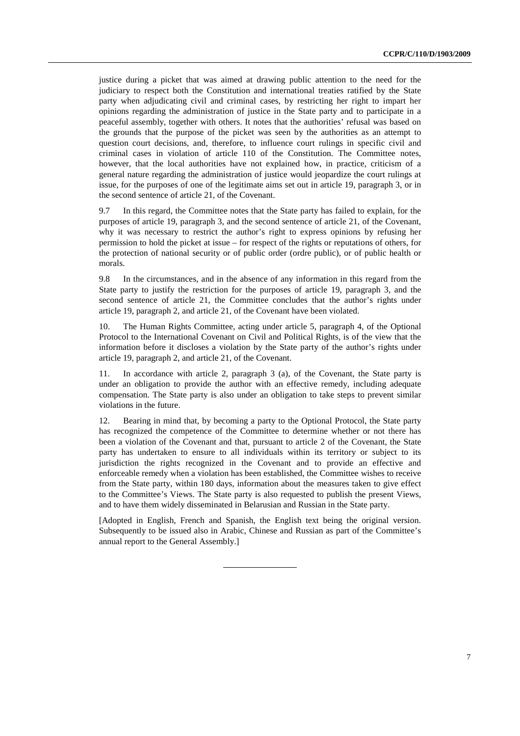justice during a picket that was aimed at drawing public attention to the need for the judiciary to respect both the Constitution and international treaties ratified by the State party when adjudicating civil and criminal cases, by restricting her right to impart her opinions regarding the administration of justice in the State party and to participate in a peaceful assembly, together with others. It notes that the authorities' refusal was based on the grounds that the purpose of the picket was seen by the authorities as an attempt to question court decisions, and, therefore, to influence court rulings in specific civil and criminal cases in violation of article 110 of the Constitution. The Committee notes, however, that the local authorities have not explained how, in practice, criticism of a general nature regarding the administration of justice would jeopardize the court rulings at issue, for the purposes of one of the legitimate aims set out in article 19, paragraph 3, or in the second sentence of article 21, of the Covenant.

9.7 In this regard, the Committee notes that the State party has failed to explain, for the purposes of article 19, paragraph 3, and the second sentence of article 21, of the Covenant, why it was necessary to restrict the author's right to express opinions by refusing her permission to hold the picket at issue – for respect of the rights or reputations of others, for the protection of national security or of public order (ordre public), or of public health or morals.

9.8 In the circumstances, and in the absence of any information in this regard from the State party to justify the restriction for the purposes of article 19, paragraph 3, and the second sentence of article 21, the Committee concludes that the author's rights under article 19, paragraph 2, and article 21, of the Covenant have been violated.

10. The Human Rights Committee, acting under article 5, paragraph 4, of the Optional Protocol to the International Covenant on Civil and Political Rights, is of the view that the information before it discloses a violation by the State party of the author's rights under article 19, paragraph 2, and article 21, of the Covenant.

11. In accordance with article 2, paragraph 3 (a), of the Covenant, the State party is under an obligation to provide the author with an effective remedy, including adequate compensation. The State party is also under an obligation to take steps to prevent similar violations in the future.

12. Bearing in mind that, by becoming a party to the Optional Protocol, the State party has recognized the competence of the Committee to determine whether or not there has been a violation of the Covenant and that, pursuant to article 2 of the Covenant, the State party has undertaken to ensure to all individuals within its territory or subject to its jurisdiction the rights recognized in the Covenant and to provide an effective and enforceable remedy when a violation has been established, the Committee wishes to receive from the State party, within 180 days, information about the measures taken to give effect to the Committee's Views. The State party is also requested to publish the present Views, and to have them widely disseminated in Belarusian and Russian in the State party.

[Adopted in English, French and Spanish, the English text being the original version. Subsequently to be issued also in Arabic, Chinese and Russian as part of the Committee's annual report to the General Assembly.]